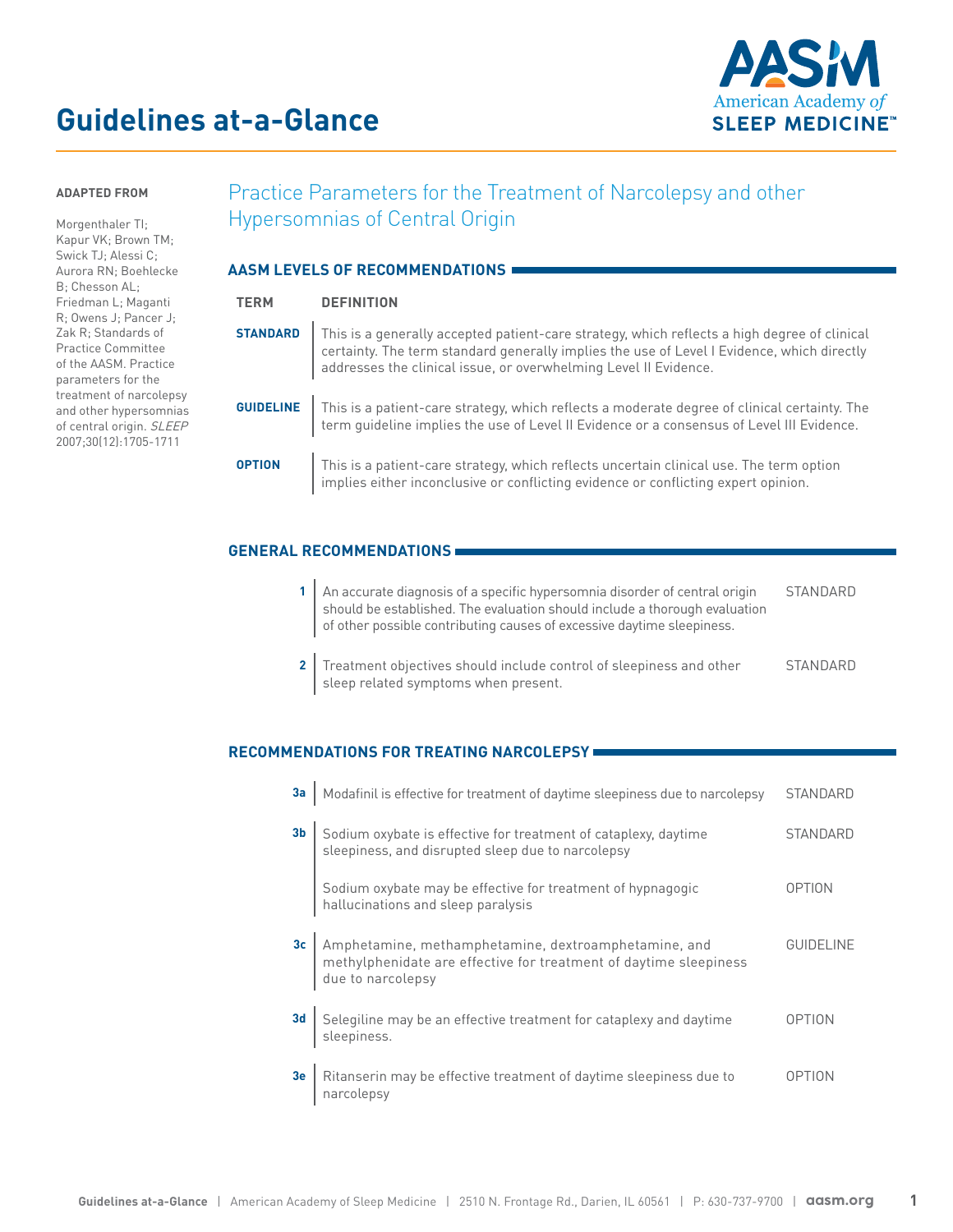# Guidelines at-a-Glance

**ADAPTED FROM**

Morgenthaler TI; Kapur VK; Brown TM; Swick TJ; Alessi C; Aurora RN; Boehlecke B; Chesson AL; Friedman L; Maganti R; Owens J; Pancer J; Zak R; Standards of Practice Committee of the AASM. Practice parameters for the treatment of narcolepsy and other hypersomnias of central origin. *SLEEP* 2007;30(12):1705-1711

## Practice Parameters for the Treatment of Narcolepsy and other Hypersomnias of Central Origin

### AASM LEVELS OF RECOMMENDATIONS

| TERM | DEFINITION |
|---|---|
| **STANDARD** | This is a generally accepted patient-care strategy, which reflects a high degree of clinical certainty. The term standard generally implies the use of Level I Evidence, which directly addresses the clinical issue, or overwhelming Level II Evidence. |
| **GUIDELINE** | This is a patient-care strategy, which reflects a moderate degree of clinical certainty. The term guideline implies the use of Level II Evidence or a consensus of Level III Evidence. |
| **OPTION** | This is a patient-care strategy, which reflects uncertain clinical use. The term option implies either inconclusive or conflicting evidence or conflicting expert opinion. |

### GENERAL RECOMMENDATIONS

| # | Recommendation | Level |
|---|---|---|
| 1 | An accurate diagnosis of a specific hypersomnia disorder of central origin should be established. The evaluation should include a thorough evaluation of other possible contributing causes of excessive daytime sleepiness. | STANDARD |
| 2 | Treatment objectives should include control of sleepiness and other sleep related symptoms when present. | STANDARD |

### RECOMMENDATIONS FOR TREATING NARCOLEPSY

| # | Recommendation | Level |
|---|---|---|
| 3a | Modafinil is effective for treatment of daytime sleepiness due to narcolepsy | STANDARD |
| 3b | Sodium oxybate is effective for treatment of cataplexy, daytime sleepiness, and disrupted sleep due to narcolepsy | STANDARD |
| | Sodium oxybate may be effective for treatment of hypnagogic hallucinations and sleep paralysis | OPTION |
| 3c | Amphetamine, methamphetamine, dextroamphetamine, and methylphenidate are effective for treatment of daytime sleepiness due to narcolepsy | GUIDELINE |
| 3d | Selegiline may be an effective treatment for cataplexy and daytime sleepiness. | OPTION |
| 3e | Ritanserin may be effective treatment of daytime sleepiness due to narcolepsy | OPTION |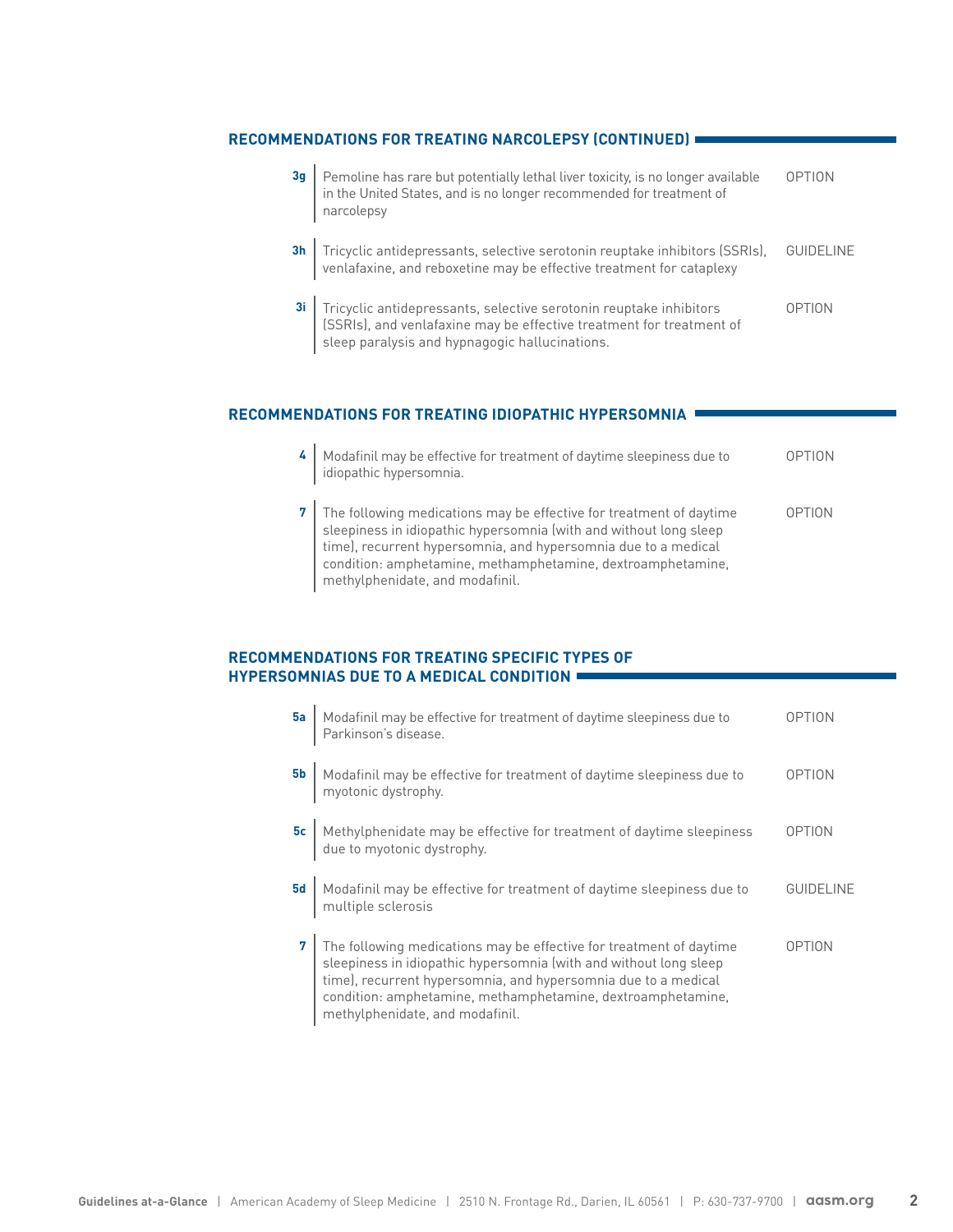## RECOMMENDATIONS FOR TREATING NARCOLEPSY (CONTINUED)

| | Recommendation | Level |
|---|---|---|
| 3g | Pemoline has rare but potentially lethal liver toxicity, is no longer available in the United States, and is no longer recommended for treatment of narcolepsy | OPTION |
| 3h | Tricyclic antidepressants, selective serotonin reuptake inhibitors (SSRIs), venlafaxine, and reboxetine may be effective treatment for cataplexy | GUIDELINE |
| 3i | Tricyclic antidepressants, selective serotonin reuptake inhibitors (SSRIs), and venlafaxine may be effective treatment for treatment of sleep paralysis and hypnagogic hallucinations. | OPTION |

## RECOMMENDATIONS FOR TREATING IDIOPATHIC HYPERSOMNIA

| | Recommendation | Level |
|---|---|---|
| 4 | Modafinil may be effective for treatment of daytime sleepiness due to idiopathic hypersomnia. | OPTION |
| 7 | The following medications may be effective for treatment of daytime sleepiness in idiopathic hypersomnia (with and without long sleep time), recurrent hypersomnia, and hypersomnia due to a medical condition: amphetamine, methamphetamine, dextroamphetamine, methylphenidate, and modafinil. | OPTION |

## RECOMMENDATIONS FOR TREATING SPECIFIC TYPES OF HYPERSOMNIAS DUE TO A MEDICAL CONDITION

| | Recommendation | Level |
|---|---|---|
| 5a | Modafinil may be effective for treatment of daytime sleepiness due to Parkinson's disease. | OPTION |
| 5b | Modafinil may be effective for treatment of daytime sleepiness due to myotonic dystrophy. | OPTION |
| 5c | Methylphenidate may be effective for treatment of daytime sleepiness due to myotonic dystrophy. | OPTION |
| 5d | Modafinil may be effective for treatment of daytime sleepiness due to multiple sclerosis | GUIDELINE |
| 7 | The following medications may be effective for treatment of daytime sleepiness in idiopathic hypersomnia (with and without long sleep time), recurrent hypersomnia, and hypersomnia due to a medical condition: amphetamine, methamphetamine, dextroamphetamine, methylphenidate, and modafinil. | OPTION |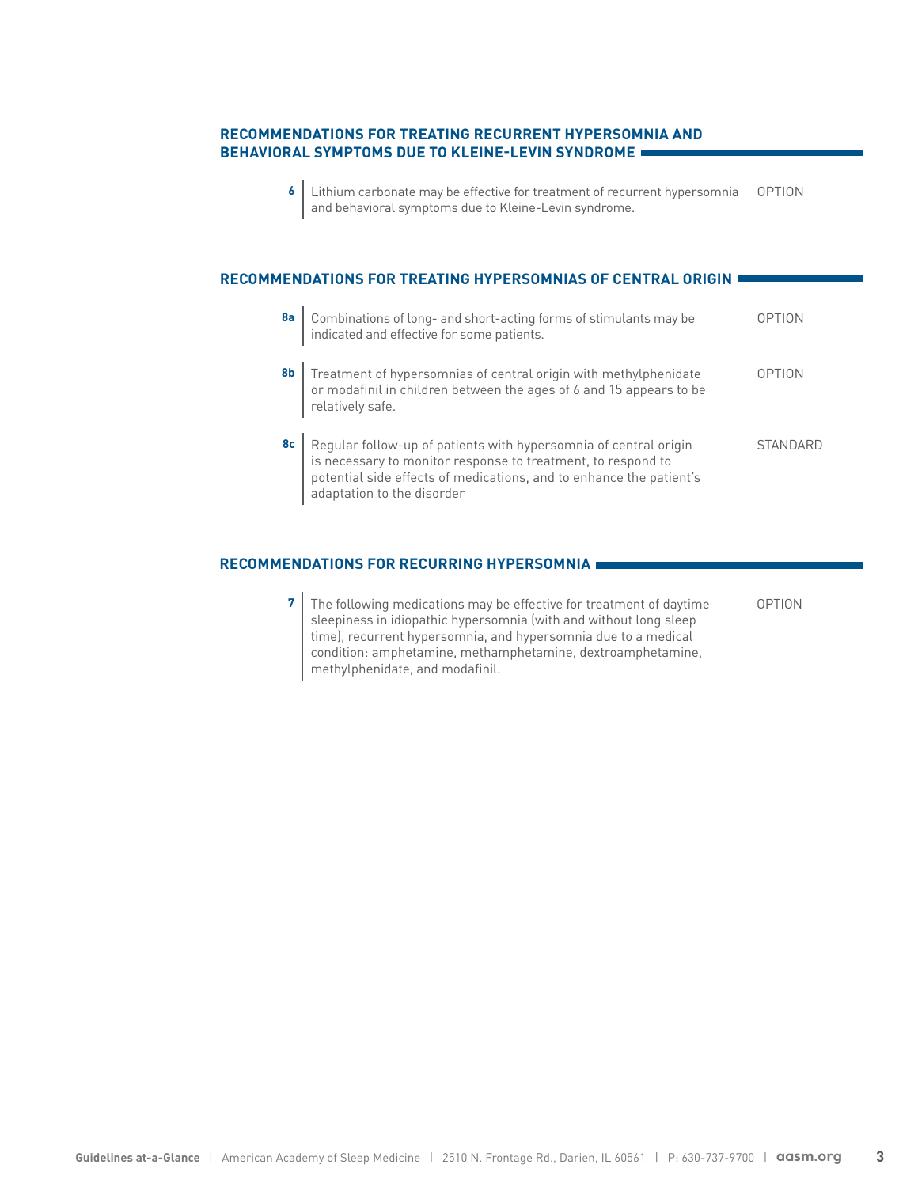## RECOMMENDATIONS FOR TREATING RECURRENT HYPERSOMNIA AND BEHAVIORAL SYMPTOMS DUE TO KLEINE-LEVIN SYNDROME

| | | |
|---|---|---|
| **6** | Lithium carbonate may be effective for treatment of recurrent hypersomnia and behavioral symptoms due to Kleine-Levin syndrome. | OPTION |

## RECOMMENDATIONS FOR TREATING HYPERSOMNIAS OF CENTRAL ORIGIN

| | | |
|---|---|---|
| **8a** | Combinations of long- and short-acting forms of stimulants may be indicated and effective for some patients. | OPTION |
| **8b** | Treatment of hypersomnias of central origin with methylphenidate or modafinil in children between the ages of 6 and 15 appears to be relatively safe. | OPTION |
| **8c** | Regular follow-up of patients with hypersomnia of central origin is necessary to monitor response to treatment, to respond to potential side effects of medications, and to enhance the patient's adaptation to the disorder | STANDARD |

## RECOMMENDATIONS FOR RECURRING HYPERSOMNIA

| | | |
|---|---|---|
| **7** | The following medications may be effective for treatment of daytime sleepiness in idiopathic hypersomnia (with and without long sleep time), recurrent hypersomnia, and hypersomnia due to a medical condition: amphetamine, methamphetamine, dextroamphetamine, methylphenidate, and modafinil. | OPTION |